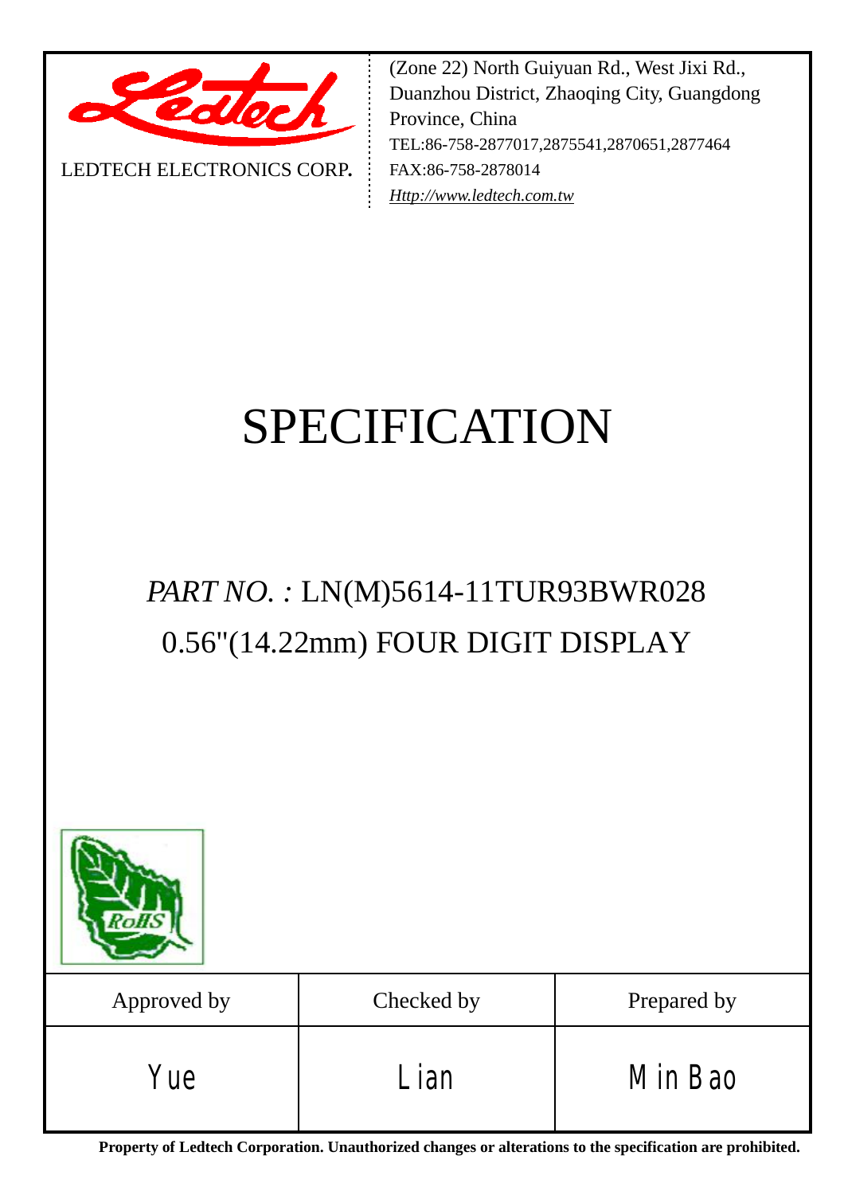LEDTECH ELECTRONICS CORP.

(Zone 22) North Guiyuan Rd., West Jixi Rd., Duanzhou District, Zhaoqing City, Guangdong Province, China
TEL:86-758-2877017,2875541,2870651,2877464
FAX:86-758-2878014
*Http://www.ledtech.com.tw*

# SPECIFICATION

## *PART NO. :* LN(M)5614-11TUR93BWR028

## 0.56"(14.22mm) FOUR DIGIT DISPLAY

| Approved by | Checked by | Prepared by |
|---|---|---|
| Yue | Lian | Min Bao |

**Property of Ledtech Corporation. Unauthorized changes or alterations to the specification are prohibited.**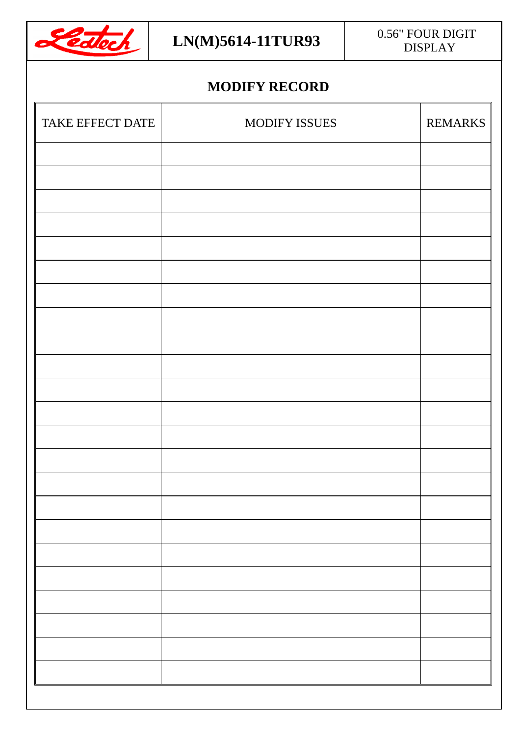## MODIFY RECORD

| TAKE EFFECT DATE | MODIFY ISSUES | REMARKS |
|---|---|---|
| | | |
| | | |
| | | |
| | | |
| | | |
| | | |
| | | |
| | | |
| | | |
| | | |
| | | |
| | | |
| | | |
| | | |
| | | |
| | | |
| | | |
| | | |
| | | |
| | | |
| | | |
| | | |
| | | |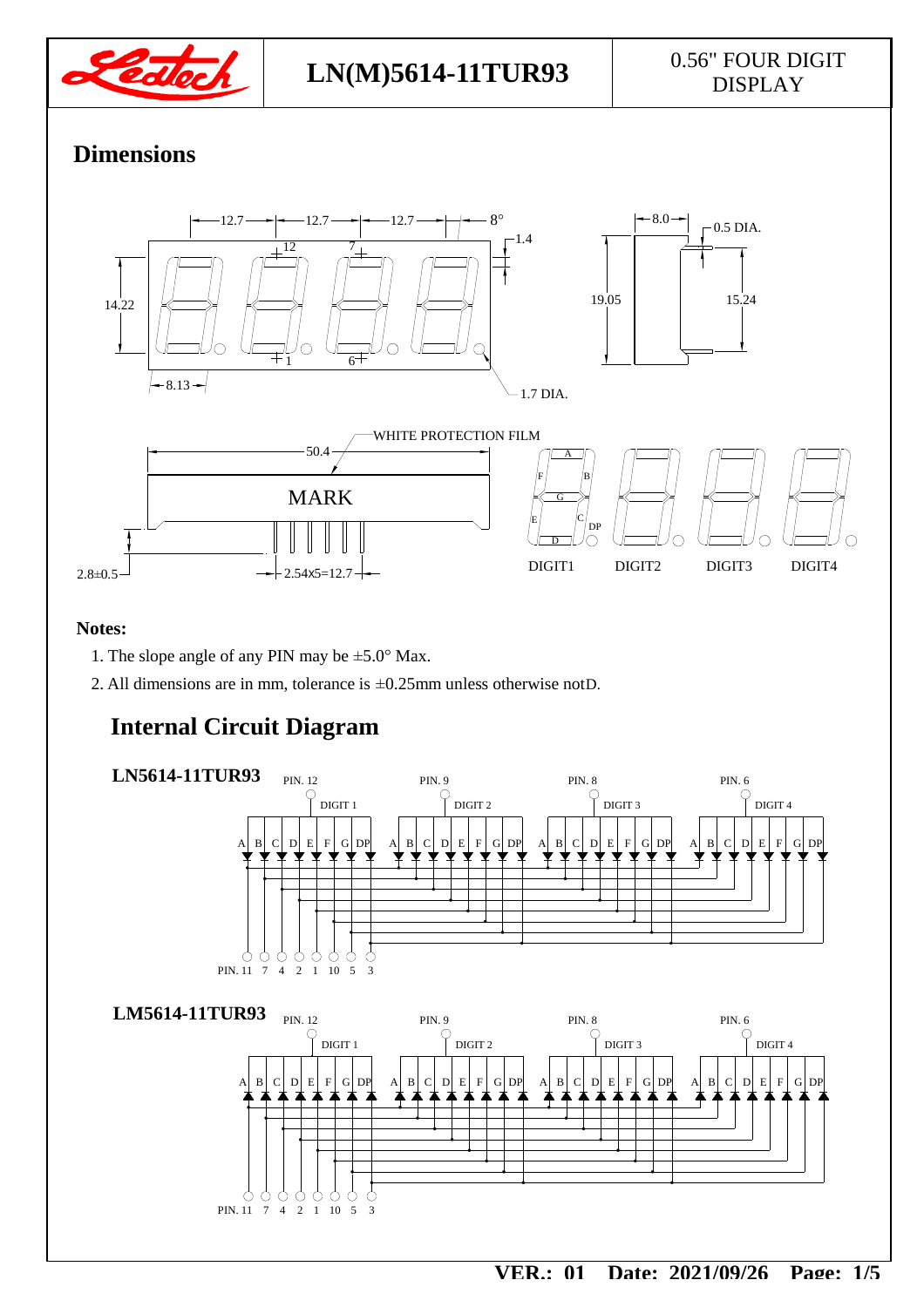LN(M)5614-11TUR93

0.56" FOUR DIGIT DISPLAY

## Dimensions

12.7
12.7
12.7
8°
1.4
12
7
14.22
1
6
8.13
1.7 DIA.
8.0
0.5 DIA.
19.05
15.24

50.4
WHITE PROTECTION FILM
MARK
2.8±0.5
2.54X5=12.7

A
F
B
G
E
C
DP
D
DIGIT1
DIGIT2
DIGIT3
DIGIT4

**Notes:**

1. The slope angle of any PIN may be ±5.0° Max.
2. All dimensions are in mm, tolerance is ±0.25mm unless otherwise notD.

## Internal Circuit Diagram

### LN5614-11TUR93

PIN. 12
DIGIT 1
PIN. 9
DIGIT 2
PIN. 8
DIGIT 3
PIN. 6
DIGIT 4
A B C D E F G DP
PIN. 11 7 4 2 1 10 5 3

### LM5614-11TUR93

PIN. 12
DIGIT 1
PIN. 9
DIGIT 2
PIN. 8
DIGIT 3
PIN. 6
DIGIT 4
A B C D E F G DP
PIN. 11 7 4 2 1 10 5 3

VER.: 01 Date: 2021/09/26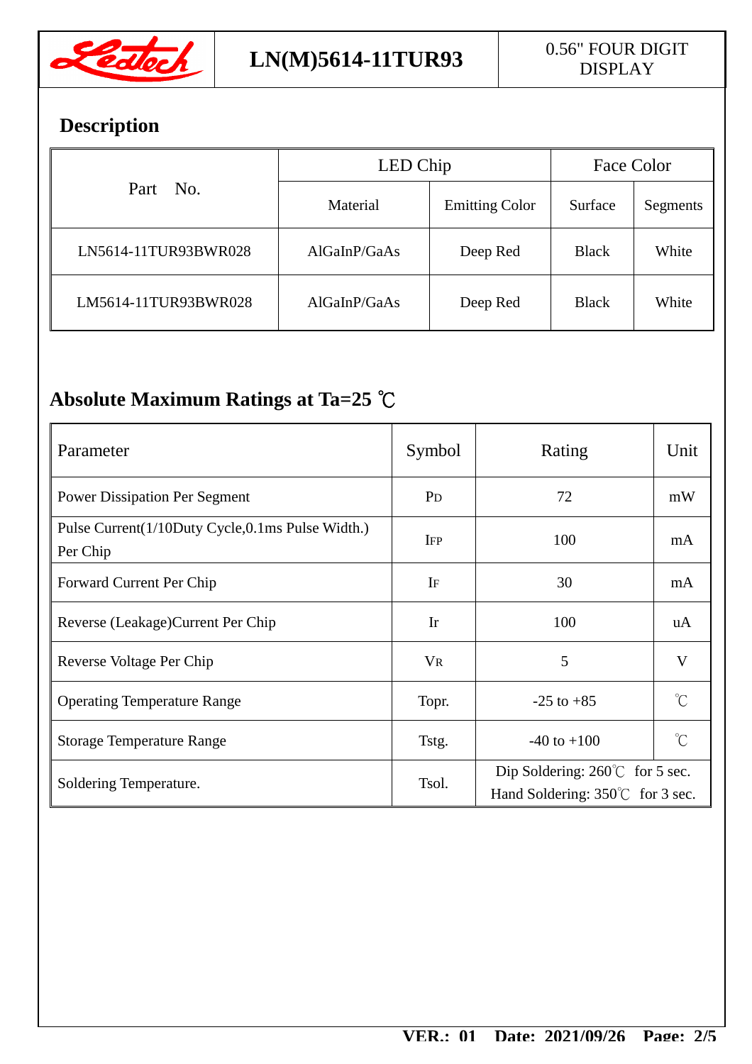## Description

| Part No. | LED Chip | | Face Color | |
|---|---|---|---|---|
| | Material | Emitting Color | Surface | Segments |
| LN5614-11TUR93BWR028 | AlGaInP/GaAs | Deep Red | Black | White |
| LM5614-11TUR93BWR028 | AlGaInP/GaAs | Deep Red | Black | White |

## Absolute Maximum Ratings at Ta=25 ℃

| Parameter | Symbol | Rating | Unit |
|---|---|---|---|
| Power Dissipation Per Segment | $P_D$ | 72 | mW |
| Pulse Current(1/10Duty Cycle,0.1ms Pulse Width.) Per Chip | $I_{FP}$ | 100 | mA |
| Forward Current Per Chip | $I_F$ | 30 | mA |
| Reverse (Leakage)Current Per Chip | Ir | 100 | uA |
| Reverse Voltage Per Chip | $V_R$ | 5 | V |
| Operating Temperature Range | Topr. | -25 to +85 | ℃ |
| Storage Temperature Range | Tstg. | -40 to +100 | ℃ |
| Soldering Temperature. | Tsol. | Dip Soldering: 260℃ for 5 sec.<br>Hand Soldering: 350℃ for 3 sec. | |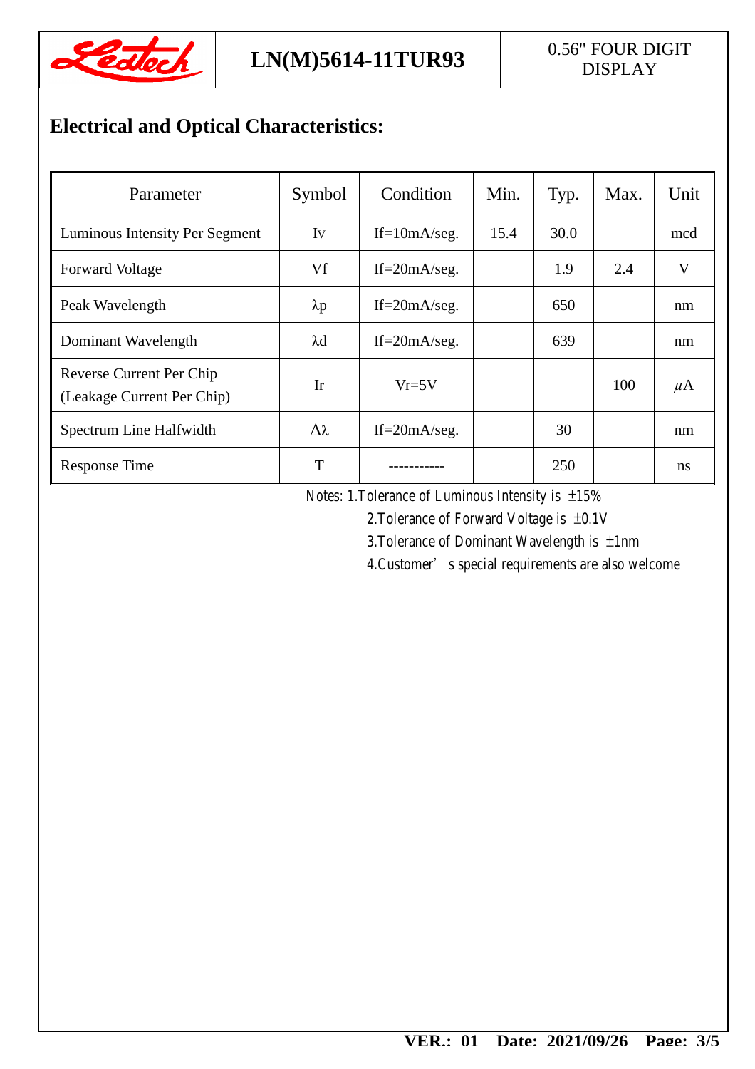## Electrical and Optical Characteristics:

| Parameter | Symbol | Condition | Min. | Typ. | Max. | Unit |
|---|---|---|---|---|---|---|
| Luminous Intensity Per Segment | Iv | If=10mA/seg. | 15.4 | 30.0 | | mcd |
| Forward Voltage | Vf | If=20mA/seg. | | 1.9 | 2.4 | V |
| Peak Wavelength | λp | If=20mA/seg. | | 650 | | nm |
| Dominant Wavelength | λd | If=20mA/seg. | | 639 | | nm |
| Reverse Current Per Chip (Leakage Current Per Chip) | Ir | Vr=5V | | | 100 | μA |
| Spectrum Line Halfwidth | Δλ | If=20mA/seg. | | 30 | | nm |
| Response Time | T | ----------- | | 250 | | ns |

Notes: 1.Tolerance of Luminous Intensity is ±15%

2.Tolerance of Forward Voltage is ±0.1V

3.Tolerance of Dominant Wavelength is ±1nm

4.Customer' s special requirements are also welcome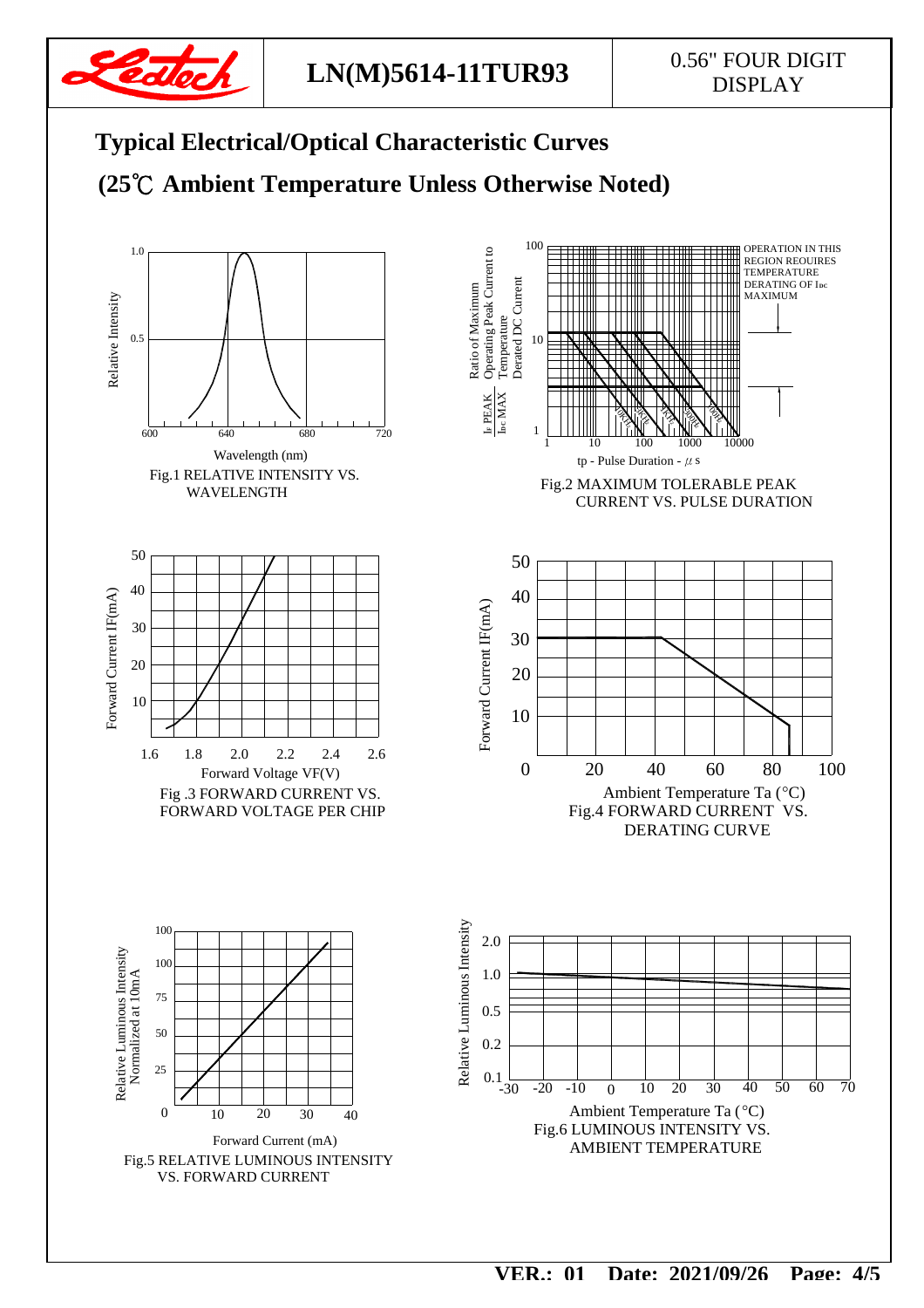# Typical Electrical/Optical Characteristic Curves

## (25℃ Ambient Temperature Unless Otherwise Noted)

1.0
0.5
Relative Intensity
600
640
680
720
Wavelength (nm)

Fig.1 RELATIVE INTENSITY VS. WAVELENGTH

100
10
1
Ratio of Maximum Operating Peak Current to Temperature Derated DC Current
$I_F$ PEAK / $I_{DC}$ MAX
1
10
100
1000
10000
tp - Pulse Duration - μs
OPERATION IN THIS REGION REQUIRES TEMPERATURE DERATING OF $I_{DC}$ MAXIMUM

Fig.2 MAXIMUM TOLERABLE PEAK CURRENT VS. PULSE DURATION

50
40
30
20
10
Forward Current IF(mA)
1.6
1.8
2.0
2.2
2.4
2.6
Forward Voltage VF(V)

Fig .3 FORWARD CURRENT VS. FORWARD VOLTAGE PER CHIP

50
40
30
20
10
Forward Current IF(mA)
0
20
40
60
80
100
Ambient Temperature Ta (°C)

Fig.4 FORWARD CURRENT VS. DERATING CURVE

100
100
75
50
25
0
Relative Luminous Intensity Normalized at 10mA
10
20
30
40
Forward Current (mA)

Fig.5 RELATIVE LUMINOUS INTENSITY VS. FORWARD CURRENT

2.0
1.0
0.5
0.2
0.1
Relative Luminous Intensity
-30
-20
-10
0
10
20
30
40
50
60
70
Ambient Temperature Ta (°C)

Fig.6 LUMINOUS INTENSITY VS. AMBIENT TEMPERATURE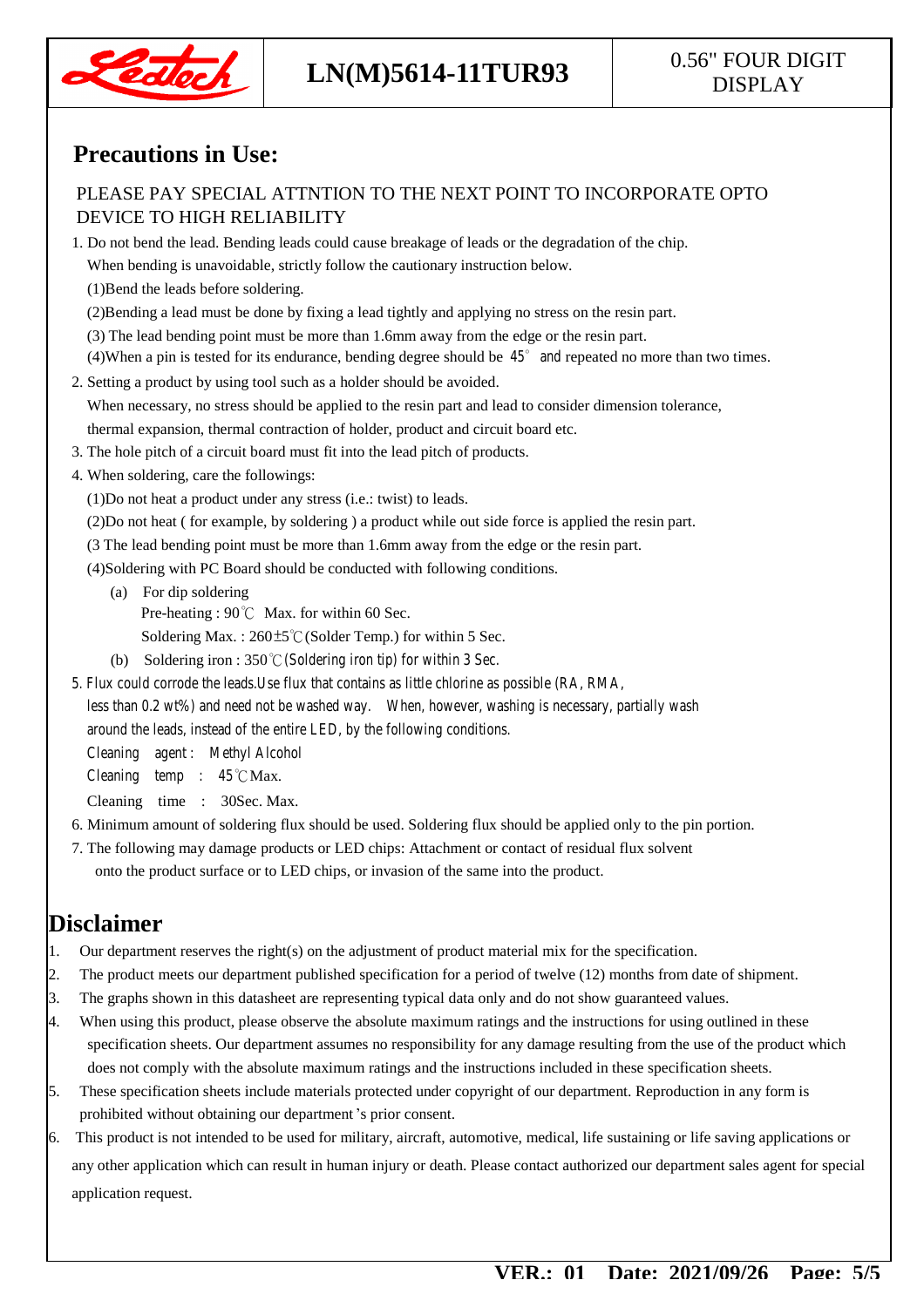## Precautions in Use:

PLEASE PAY SPECIAL ATTNTION TO THE NEXT POINT TO INCORPORATE OPTO DEVICE TO HIGH RELIABILITY

1. Do not bend the lead. Bending leads could cause breakage of leads or the degradation of the chip. When bending is unavoidable, strictly follow the cautionary instruction below.
   (1)Bend the leads before soldering.
   (2)Bending a lead must be done by fixing a lead tightly and applying no stress on the resin part.
   (3) The lead bending point must be more than 1.6mm away from the edge or the resin part.
   (4)When a pin is tested for its endurance, bending degree should be 45° and repeated no more than two times.
2. Setting a product by using tool such as a holder should be avoided.
   When necessary, no stress should be applied to the resin part and lead to consider dimension tolerance, thermal expansion, thermal contraction of holder, product and circuit board etc.
3. The hole pitch of a circuit board must fit into the lead pitch of products.
4. When soldering, care the followings:
   (1)Do not heat a product under any stress (i.e.: twist) to leads.
   (2)Do not heat ( for example, by soldering ) a product while out side force is applied the resin part.
   (3 The lead bending point must be more than 1.6mm away from the edge or the resin part.
   (4)Soldering with PC Board should be conducted with following conditions.
      (a) For dip soldering
         Pre-heating : 90℃ Max. for within 60 Sec.
         Soldering Max. : 260±5℃(Solder Temp.) for within 5 Sec.
      (b) Soldering iron : 350℃(Soldering iron tip) for within 3 Sec.
5. Flux could corrode the leads.Use flux that contains as little chlorine as possible (RA, RMA, less than 0.2 wt%) and need not be washed way. When, however, washing is necessary, partially wash around the leads, instead of the entire LED, by the following conditions.
   Cleaning agent : Methyl Alcohol
   Cleaning temp : 45℃Max.
   Cleaning time : 30Sec. Max.
6. Minimum amount of soldering flux should be used. Soldering flux should be applied only to the pin portion.
7. The following may damage products or LED chips: Attachment or contact of residual flux solvent onto the product surface or to LED chips, or invasion of the same into the product.

## Disclaimer

1. Our department reserves the right(s) on the adjustment of product material mix for the specification.
2. The product meets our department published specification for a period of twelve (12) months from date of shipment.
3. The graphs shown in this datasheet are representing typical data only and do not show guaranteed values.
4. When using this product, please observe the absolute maximum ratings and the instructions for using outlined in these specification sheets. Our department assumes no responsibility for any damage resulting from the use of the product which does not comply with the absolute maximum ratings and the instructions included in these specification sheets.
5. These specification sheets include materials protected under copyright of our department. Reproduction in any form is prohibited without obtaining our department's prior consent.
6. This product is not intended to be used for military, aircraft, automotive, medical, life sustaining or life saving applications or any other application which can result in human injury or death. Please contact authorized our department sales agent for special application request.